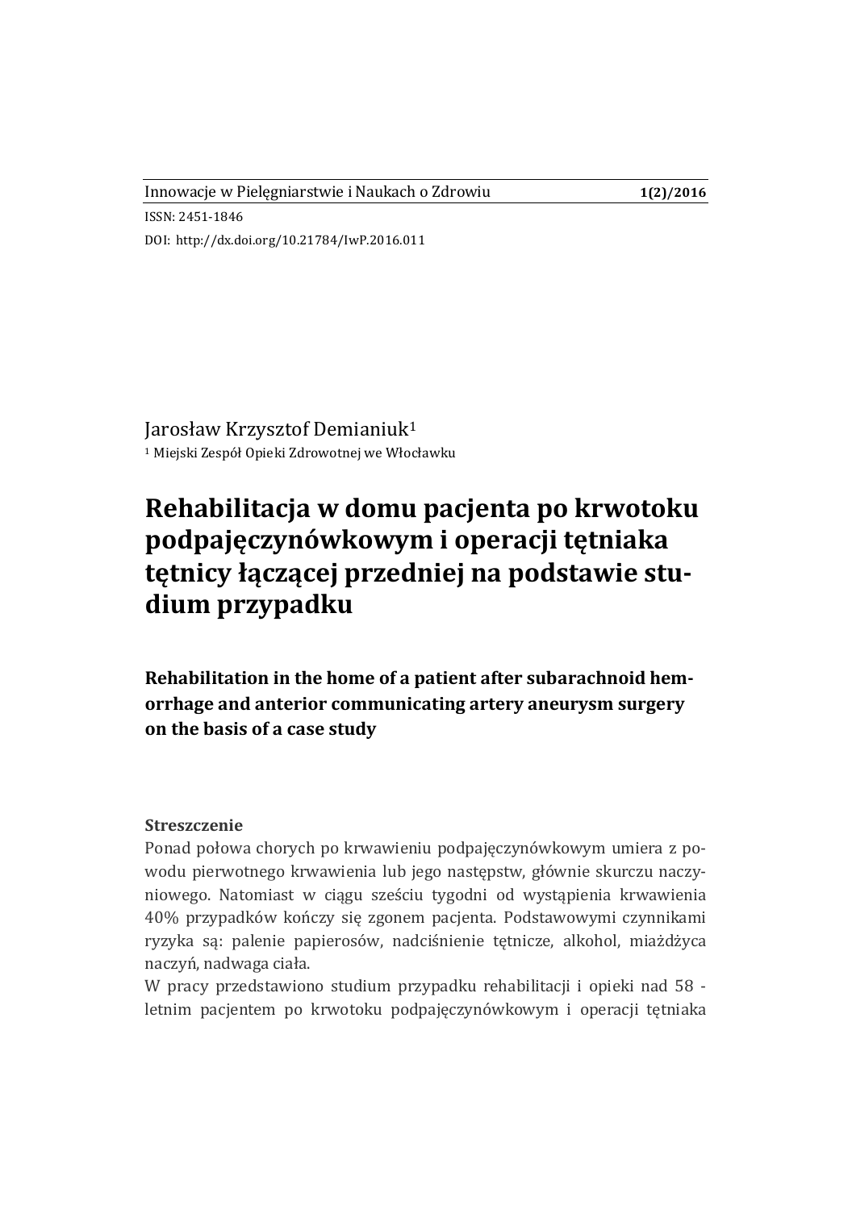Innowacje w Pielęgniarstwie i Naukach o Zdrowiu **1(2)/2016**

ISSN: 2451-1846

DOI: http://dx.doi.org/10.21784/IwP.2016.011

Jarosław Krzysztof Demianiuk[1]

[1] Miejski Zespół Opieki Zdrowotnej we Włocławku

# Rehabilitacja w domu pacjenta po krwotoku podpajęczynówkowym i operacji tętniaka tętnicy łączącej przedniej na podstawie studium przypadku

## Rehabilitation in the home of a patient after subarachnoid hemorrhage and anterior communicating artery aneurysm surgery on the basis of a case study

### Streszczenie

Ponad połowa chorych po krwawieniu podpajęczynówkowym umiera z powodu pierwotnego krwawienia lub jego następstw, głównie skurczu naczyniowego. Natomiast w ciągu sześciu tygodni od wystąpienia krwawienia 40% przypadków kończy się zgonem pacjenta. Podstawowymi czynnikami ryzyka są: palenie papierosów, nadciśnienie tętnicze, alkohol, miażdżyca naczyń, nadwaga ciała.

W pracy przedstawiono studium przypadku rehabilitacji i opieki nad 58 - letnim pacjentem po krwotoku podpajęczynówkowym i operacji tętniaka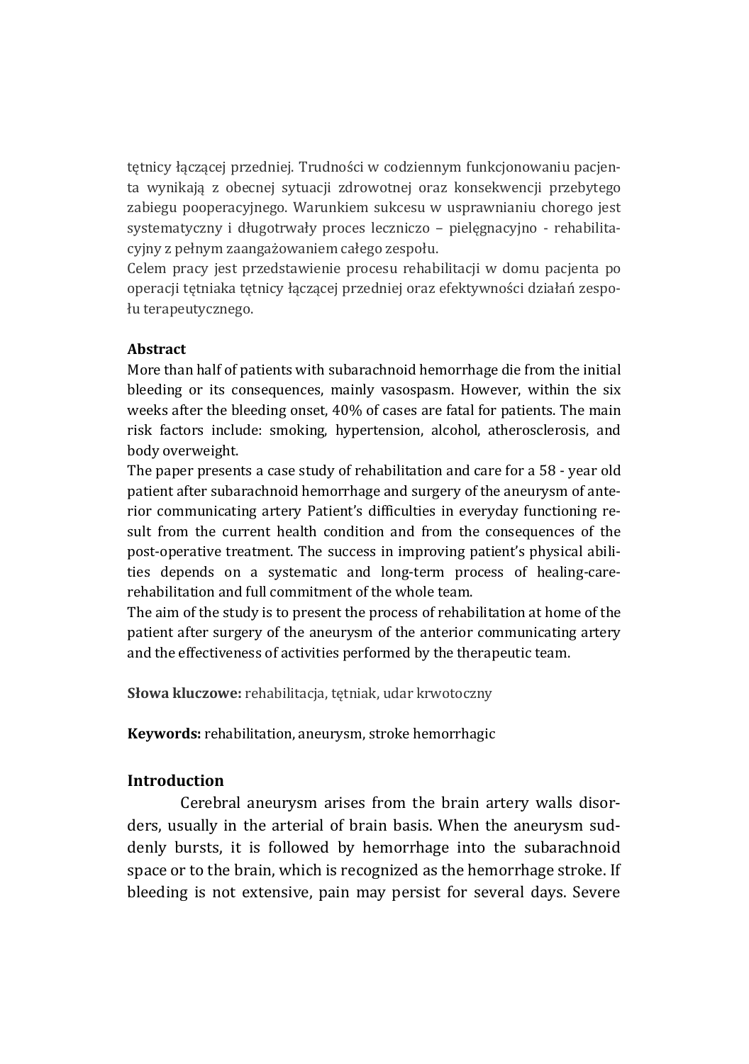tętnicy łączącej przedniej. Trudności w codziennym funkcjonowaniu pacjenta wynikają z obecnej sytuacji zdrowotnej oraz konsekwencji przebytego zabiegu pooperacyjnego. Warunkiem sukcesu w usprawnianiu chorego jest systematyczny i długotrwały proces leczniczo – pielęgnacyjno - rehabilitacyjny z pełnym zaangażowaniem całego zespołu.

Celem pracy jest przedstawienie procesu rehabilitacji w domu pacjenta po operacji tętniaka tętnicy łączącej przedniej oraz efektywności działań zespołu terapeutycznego.

**Abstract**

More than half of patients with subarachnoid hemorrhage die from the initial bleeding or its consequences, mainly vasospasm. However, within the six weeks after the bleeding onset, 40% of cases are fatal for patients. The main risk factors include: smoking, hypertension, alcohol, atherosclerosis, and body overweight.

The paper presents a case study of rehabilitation and care for a 58 - year old patient after subarachnoid hemorrhage and surgery of the aneurysm of anterior communicating artery Patient's difficulties in everyday functioning result from the current health condition and from the consequences of the post-operative treatment. The success in improving patient's physical abilities depends on a systematic and long-term process of healing-care-rehabilitation and full commitment of the whole team.

The aim of the study is to present the process of rehabilitation at home of the patient after surgery of the aneurysm of the anterior communicating artery and the effectiveness of activities performed by the therapeutic team.

**Słowa kluczowe:** rehabilitacja, tętniak, udar krwotoczny

**Keywords:** rehabilitation, aneurysm, stroke hemorrhagic

## Introduction

Cerebral aneurysm arises from the brain artery walls disorders, usually in the arterial of brain basis. When the aneurysm suddenly bursts, it is followed by hemorrhage into the subarachnoid space or to the brain, which is recognized as the hemorrhage stroke. If bleeding is not extensive, pain may persist for several days. Severe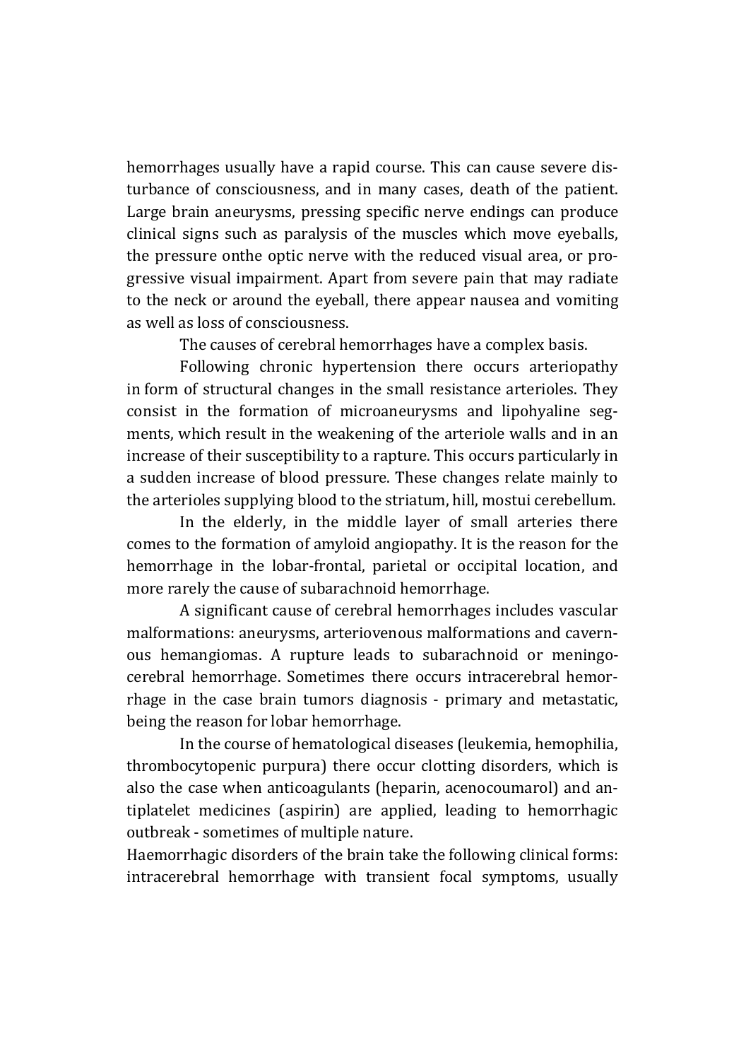hemorrhages usually have a rapid course. This can cause severe disturbance of consciousness, and in many cases, death of the patient. Large brain aneurysms, pressing specific nerve endings can produce clinical signs such as paralysis of the muscles which move eyeballs, the pressure onthe optic nerve with the reduced visual area, or progressive visual impairment. Apart from severe pain that may radiate to the neck or around the eyeball, there appear nausea and vomiting as well as loss of consciousness.

The causes of cerebral hemorrhages have a complex basis.

Following chronic hypertension there occurs arteriopathy in form of structural changes in the small resistance arterioles. They consist in the formation of microaneurysms and lipohyaline segments, which result in the weakening of the arteriole walls and in an increase of their susceptibility to a rapture. This occurs particularly in a sudden increase of blood pressure. These changes relate mainly to the arterioles supplying blood to the striatum, hill, mostui cerebellum.

In the elderly, in the middle layer of small arteries there comes to the formation of amyloid angiopathy. It is the reason for the hemorrhage in the lobar-frontal, parietal or occipital location, and more rarely the cause of subarachnoid hemorrhage.

A significant cause of cerebral hemorrhages includes vascular malformations: aneurysms, arteriovenous malformations and cavernous hemangiomas. A rupture leads to subarachnoid or meningocerebral hemorrhage. Sometimes there occurs intracerebral hemorrhage in the case brain tumors diagnosis - primary and metastatic, being the reason for lobar hemorrhage.

In the course of hematological diseases (leukemia, hemophilia, thrombocytopenic purpura) there occur clotting disorders, which is also the case when anticoagulants (heparin, acenocoumarol) and antiplatelet medicines (aspirin) are applied, leading to hemorrhagic outbreak - sometimes of multiple nature.

Haemorrhagic disorders of the brain take the following clinical forms: intracerebral hemorrhage with transient focal symptoms, usually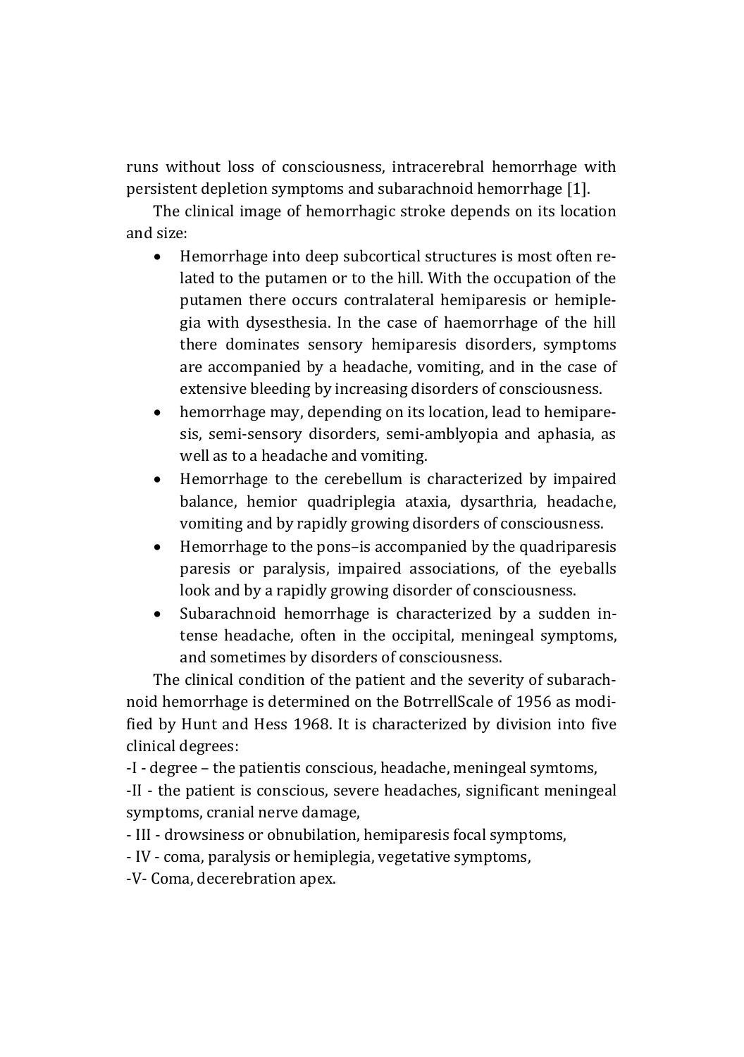runs without loss of consciousness, intracerebral hemorrhage with persistent depletion symptoms and subarachnoid hemorrhage [1].

The clinical image of hemorrhagic stroke depends on its location and size:

- Hemorrhage into deep subcortical structures is most often related to the putamen or to the hill. With the occupation of the putamen there occurs contralateral hemiparesis or hemiplegia with dysesthesia. In the case of haemorrhage of the hill there dominates sensory hemiparesis disorders, symptoms are accompanied by a headache, vomiting, and in the case of extensive bleeding by increasing disorders of consciousness.
- hemorrhage may, depending on its location, lead to hemiparesis, semi-sensory disorders, semi-amblyopia and aphasia, as well as to a headache and vomiting.
- Hemorrhage to the cerebellum is characterized by impaired balance, hemior quadriplegia ataxia, dysarthria, headache, vomiting and by rapidly growing disorders of consciousness.
- Hemorrhage to the pons–is accompanied by the quadriparesis paresis or paralysis, impaired associations, of the eyeballs look and by a rapidly growing disorder of consciousness.
- Subarachnoid hemorrhage is characterized by a sudden intense headache, often in the occipital, meningeal symptoms, and sometimes by disorders of consciousness.

The clinical condition of the patient and the severity of subarachnoid hemorrhage is determined on the BotrrellScale of 1956 as modified by Hunt and Hess 1968. It is characterized by division into five clinical degrees:

-I - degree – the patientis conscious, headache, meningeal symtoms,

-II - the patient is conscious, severe headaches, significant meningeal symptoms, cranial nerve damage,

- III - drowsiness or obnubilation, hemiparesis focal symptoms,

- IV - coma, paralysis or hemiplegia, vegetative symptoms,

-V- Coma, decerebration apex.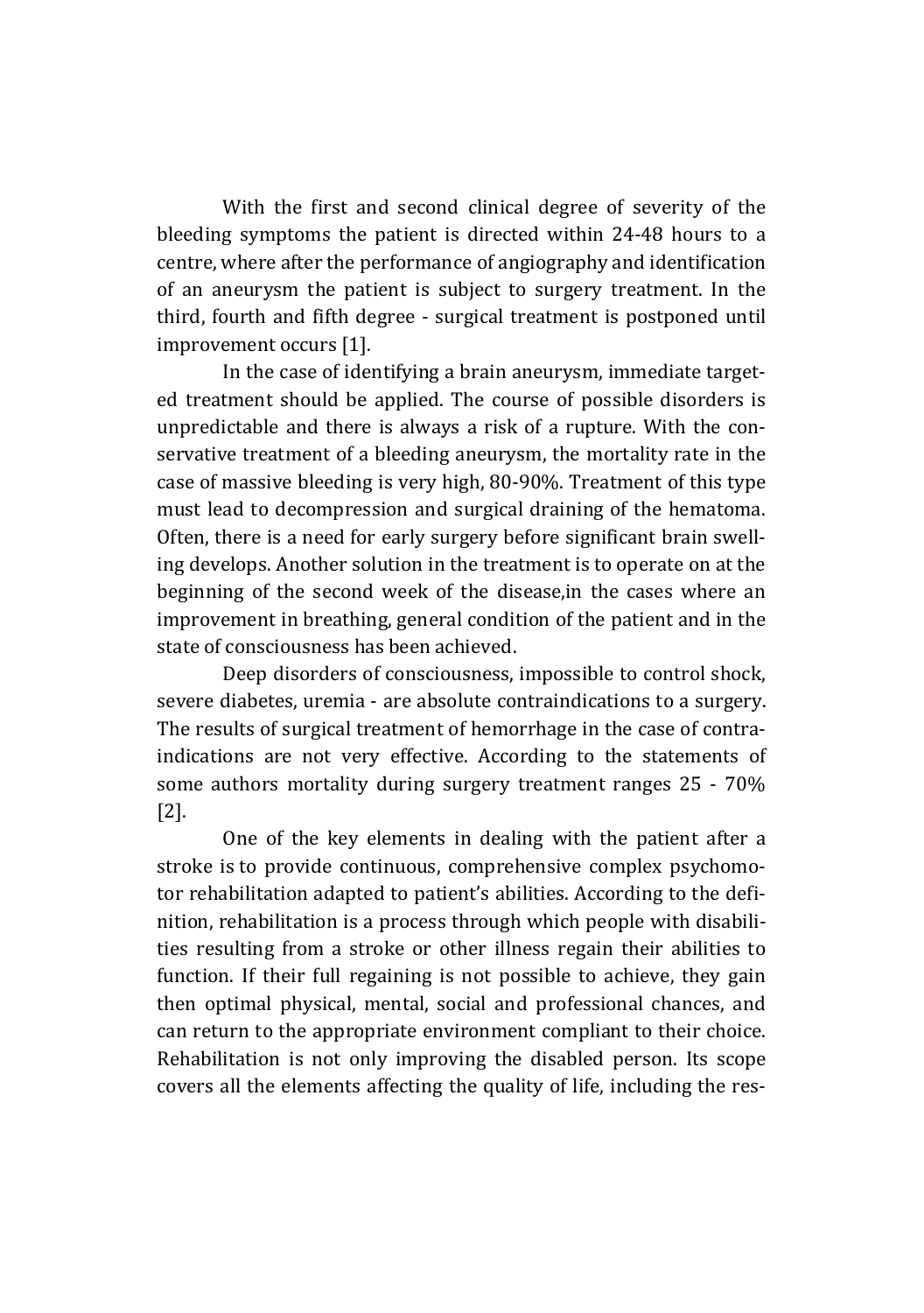With the first and second clinical degree of severity of the bleeding symptoms the patient is directed within 24-48 hours to a centre, where after the performance of angiography and identification of an aneurysm the patient is subject to surgery treatment. In the third, fourth and fifth degree - surgical treatment is postponed until improvement occurs [1].

In the case of identifying a brain aneurysm, immediate targeted treatment should be applied. The course of possible disorders is unpredictable and there is always a risk of a rupture. With the conservative treatment of a bleeding aneurysm, the mortality rate in the case of massive bleeding is very high, 80-90%. Treatment of this type must lead to decompression and surgical draining of the hematoma. Often, there is a need for early surgery before significant brain swelling develops. Another solution in the treatment is to operate on at the beginning of the second week of the disease,in the cases where an improvement in breathing, general condition of the patient and in the state of consciousness has been achieved.

Deep disorders of consciousness, impossible to control shock, severe diabetes, uremia - are absolute contraindications to a surgery. The results of surgical treatment of hemorrhage in the case of contraindications are not very effective. According to the statements of some authors mortality during surgery treatment ranges 25 - 70% [2].

One of the key elements in dealing with the patient after a stroke is to provide continuous, comprehensive complex psychomotor rehabilitation adapted to patient's abilities. According to the definition, rehabilitation is a process through which people with disabilities resulting from a stroke or other illness regain their abilities to function. If their full regaining is not possible to achieve, they gain then optimal physical, mental, social and professional chances, and can return to the appropriate environment compliant to their choice. Rehabilitation is not only improving the disabled person. Its scope covers all the elements affecting the quality of life, including the res-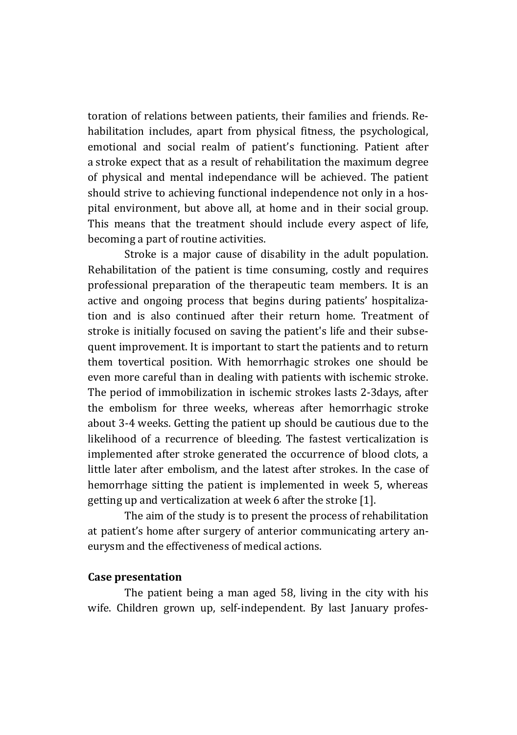toration of relations between patients, their families and friends. Rehabilitation includes, apart from physical fitness, the psychological, emotional and social realm of patient's functioning. Patient after a stroke expect that as a result of rehabilitation the maximum degree of physical and mental independance will be achieved. The patient should strive to achieving functional independence not only in a hospital environment, but above all, at home and in their social group. This means that the treatment should include every aspect of life, becoming a part of routine activities.

Stroke is a major cause of disability in the adult population. Rehabilitation of the patient is time consuming, costly and requires professional preparation of the therapeutic team members. It is an active and ongoing process that begins during patients' hospitalization and is also continued after their return home. Treatment of stroke is initially focused on saving the patient's life and their subsequent improvement. It is important to start the patients and to return them tovertical position. With hemorrhagic strokes one should be even more careful than in dealing with patients with ischemic stroke. The period of immobilization in ischemic strokes lasts 2-3days, after the embolism for three weeks, whereas after hemorrhagic stroke about 3-4 weeks. Getting the patient up should be cautious due to the likelihood of a recurrence of bleeding. The fastest verticalization is implemented after stroke generated the occurrence of blood clots, a little later after embolism, and the latest after strokes. In the case of hemorrhage sitting the patient is implemented in week 5, whereas getting up and verticalization at week 6 after the stroke [1].

The aim of the study is to present the process of rehabilitation at patient's home after surgery of anterior communicating artery aneurysm and the effectiveness of medical actions.

**Case presentation**

The patient being a man aged 58, living in the city with his wife. Children grown up, self-independent. By last January profes-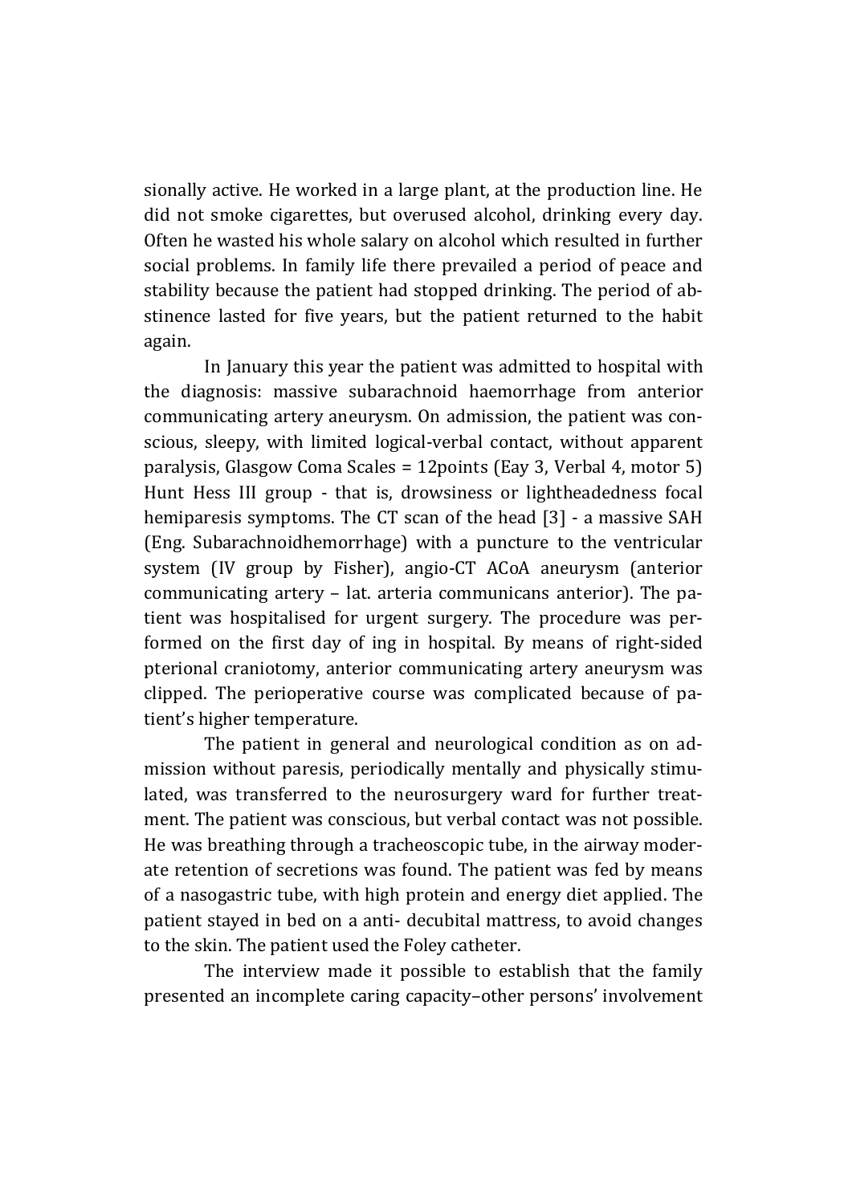sionally active. He worked in a large plant, at the production line. He did not smoke cigarettes, but overused alcohol, drinking every day. Often he wasted his whole salary on alcohol which resulted in further social problems. In family life there prevailed a period of peace and stability because the patient had stopped drinking. The period of abstinence lasted for five years, but the patient returned to the habit again.

In January this year the patient was admitted to hospital with the diagnosis: massive subarachnoid haemorrhage from anterior communicating artery aneurysm. On admission, the patient was conscious, sleepy, with limited logical-verbal contact, without apparent paralysis, Glasgow Coma Scales = 12points (Eay 3, Verbal 4, motor 5) Hunt Hess III group - that is, drowsiness or lightheadedness focal hemiparesis symptoms. The CT scan of the head [3] - a massive SAH (Eng. Subarachnoidhemorrhage) with a puncture to the ventricular system (IV group by Fisher), angio-CT ACoA aneurysm (anterior communicating artery – lat. arteria communicans anterior). The patient was hospitalised for urgent surgery. The procedure was performed on the first day of ing in hospital. By means of right-sided pterional craniotomy, anterior communicating artery aneurysm was clipped. The perioperative course was complicated because of patient's higher temperature.

The patient in general and neurological condition as on admission without paresis, periodically mentally and physically stimulated, was transferred to the neurosurgery ward for further treatment. The patient was conscious, but verbal contact was not possible. He was breathing through a tracheoscopic tube, in the airway moderate retention of secretions was found. The patient was fed by means of a nasogastric tube, with high protein and energy diet applied. The patient stayed in bed on a anti- decubital mattress, to avoid changes to the skin. The patient used the Foley catheter.

The interview made it possible to establish that the family presented an incomplete caring capacity–other persons' involvement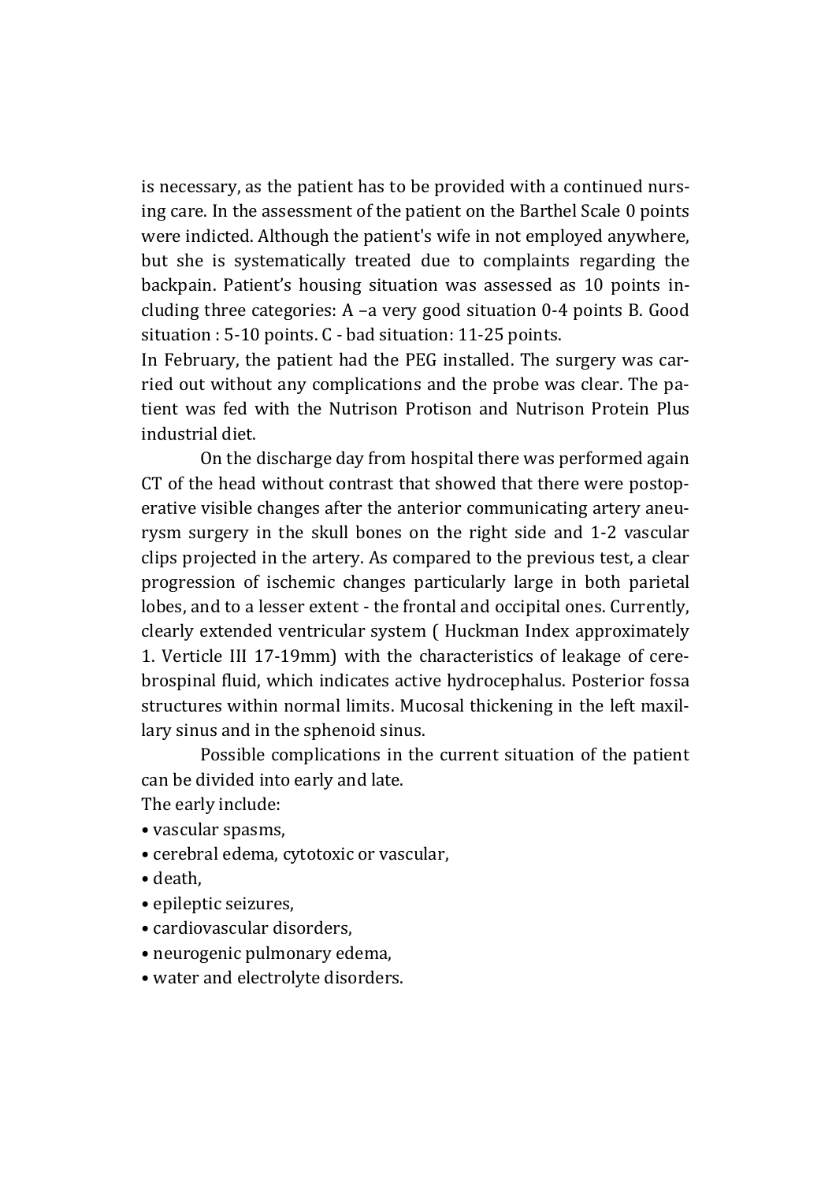is necessary, as the patient has to be provided with a continued nursing care. In the assessment of the patient on the Barthel Scale 0 points were indicted. Although the patient's wife in not employed anywhere, but she is systematically treated due to complaints regarding the backpain. Patient's housing situation was assessed as 10 points including three categories: A –a very good situation 0-4 points B. Good situation : 5-10 points. C - bad situation: 11-25 points.

In February, the patient had the PEG installed. The surgery was carried out without any complications and the probe was clear. The patient was fed with the Nutrison Protison and Nutrison Protein Plus industrial diet.

On the discharge day from hospital there was performed again CT of the head without contrast that showed that there were postoperative visible changes after the anterior communicating artery aneurysm surgery in the skull bones on the right side and 1-2 vascular clips projected in the artery. As compared to the previous test, a clear progression of ischemic changes particularly large in both parietal lobes, and to a lesser extent - the frontal and occipital ones. Currently, clearly extended ventricular system ( Huckman Index approximately 1. Verticle III 17-19mm) with the characteristics of leakage of cerebrospinal fluid, which indicates active hydrocephalus. Posterior fossa structures within normal limits. Mucosal thickening in the left maxillary sinus and in the sphenoid sinus.

Possible complications in the current situation of the patient can be divided into early and late.

The early include:

- vascular spasms,
- cerebral edema, cytotoxic or vascular,
- death,
- epileptic seizures,
- cardiovascular disorders,
- neurogenic pulmonary edema,
- water and electrolyte disorders.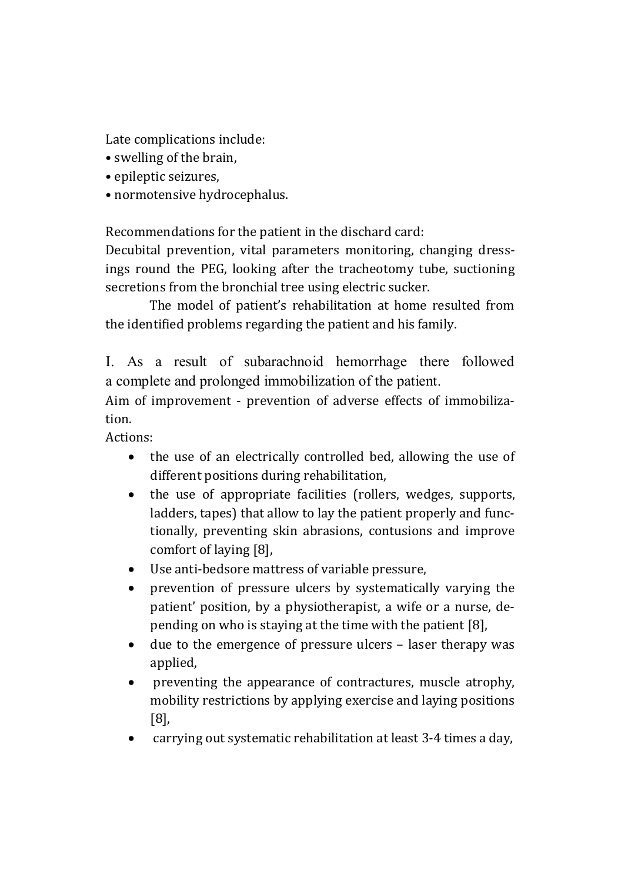Late complications include:
• swelling of the brain,
• epileptic seizures,
• normotensive hydrocephalus.

Recommendations for the patient in the dischard card:
Decubital prevention, vital parameters monitoring, changing dressings round the PEG, looking after the tracheotomy tube, suctioning secretions from the bronchial tree using electric sucker.

The model of patient's rehabilitation at home resulted from the identified problems regarding the patient and his family.

I. As a result of subarachnoid hemorrhage there followed a complete and prolonged immobilization of the patient.
Aim of improvement - prevention of adverse effects of immobilization.
Actions:

- the use of an electrically controlled bed, allowing the use of different positions during rehabilitation,
- the use of appropriate facilities (rollers, wedges, supports, ladders, tapes) that allow to lay the patient properly and functionally, preventing skin abrasions, contusions and improve comfort of laying [8],
- Use anti-bedsore mattress of variable pressure,
- prevention of pressure ulcers by systematically varying the patient' position, by a physiotherapist, a wife or a nurse, depending on who is staying at the time with the patient [8],
- due to the emergence of pressure ulcers – laser therapy was applied,
- preventing the appearance of contractures, muscle atrophy, mobility restrictions by applying exercise and laying positions [8],
- carrying out systematic rehabilitation at least 3-4 times a day,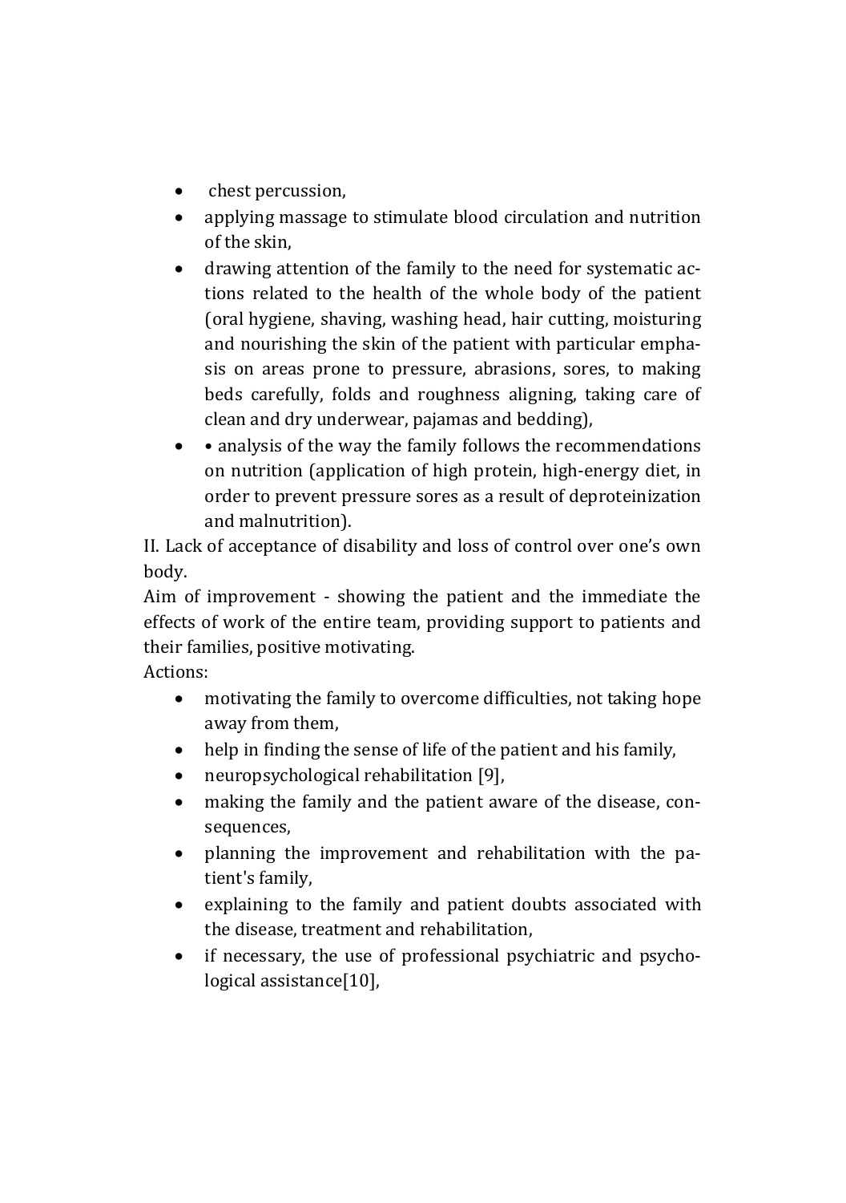- chest percussion,
- applying massage to stimulate blood circulation and nutrition of the skin,
- drawing attention of the family to the need for systematic actions related to the health of the whole body of the patient (oral hygiene, shaving, washing head, hair cutting, moisturing and nourishing the skin of the patient with particular emphasis on areas prone to pressure, abrasions, sores, to making beds carefully, folds and roughness aligning, taking care of clean and dry underwear, pajamas and bedding),
- • analysis of the way the family follows the recommendations on nutrition (application of high protein, high-energy diet, in order to prevent pressure sores as a result of deproteinization and malnutrition).

II. Lack of acceptance of disability and loss of control over one's own body.

Aim of improvement - showing the patient and the immediate the effects of work of the entire team, providing support to patients and their families, positive motivating.

Actions:

- motivating the family to overcome difficulties, not taking hope away from them,
- help in finding the sense of life of the patient and his family,
- neuropsychological rehabilitation [9],
- making the family and the patient aware of the disease, consequences,
- planning the improvement and rehabilitation with the patient's family,
- explaining to the family and patient doubts associated with the disease, treatment and rehabilitation,
- if necessary, the use of professional psychiatric and psychological assistance[10],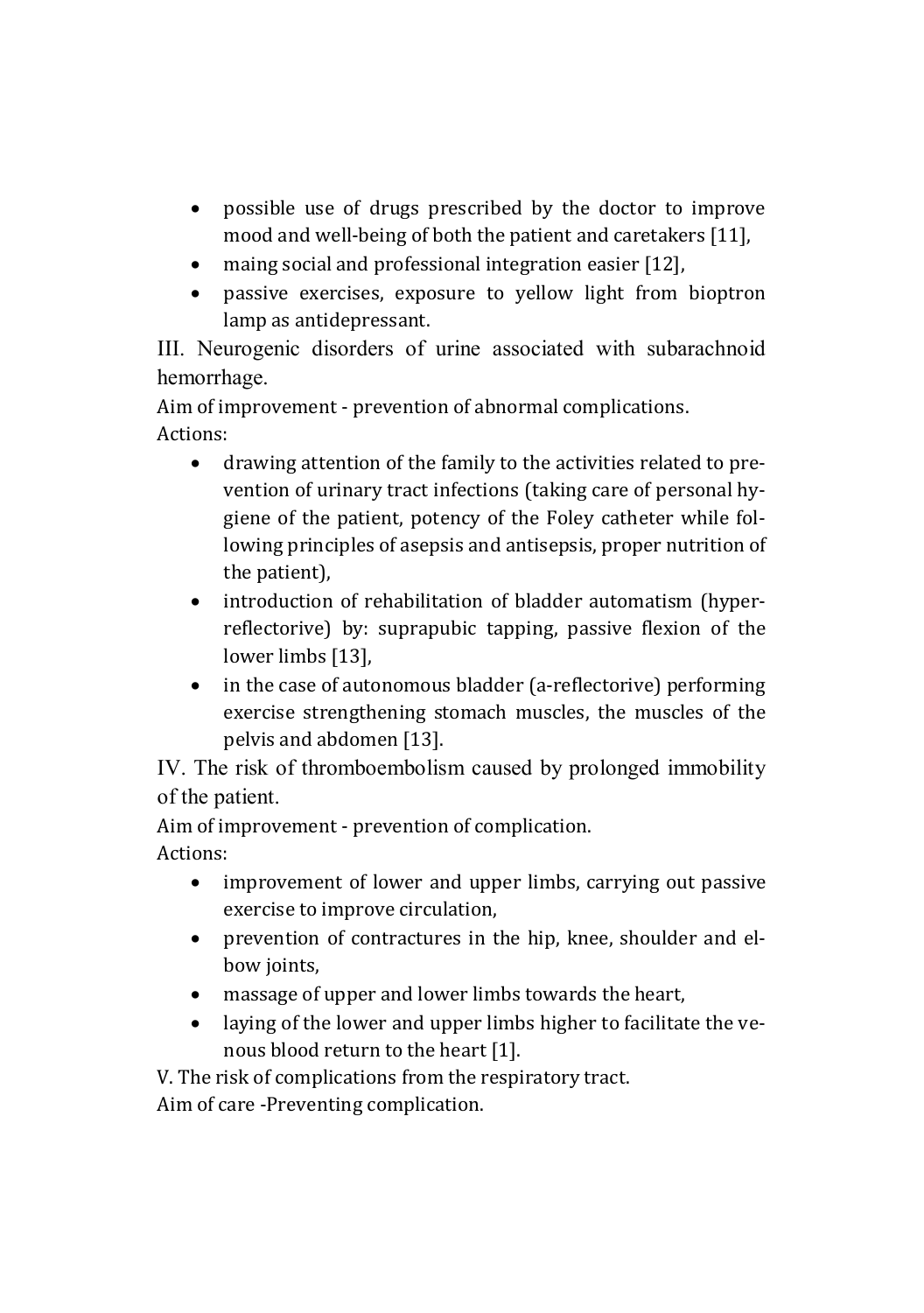- possible use of drugs prescribed by the doctor to improve mood and well-being of both the patient and caretakers [11],
- maing social and professional integration easier [12],
- passive exercises, exposure to yellow light from bioptron lamp as antidepressant.

III. Neurogenic disorders of urine associated with subarachnoid hemorrhage.

Aim of improvement - prevention of abnormal complications.

Actions:

- drawing attention of the family to the activities related to prevention of urinary tract infections (taking care of personal hygiene of the patient, potency of the Foley catheter while following principles of asepsis and antisepsis, proper nutrition of the patient),
- introduction of rehabilitation of bladder automatism (hyper-reflectorive) by: suprapubic tapping, passive flexion of the lower limbs [13],
- in the case of autonomous bladder (a-reflectorive) performing exercise strengthening stomach muscles, the muscles of the pelvis and abdomen [13].

IV. The risk of thromboembolism caused by prolonged immobility of the patient.

Aim of improvement - prevention of complication.

Actions:

- improvement of lower and upper limbs, carrying out passive exercise to improve circulation,
- prevention of contractures in the hip, knee, shoulder and elbow joints,
- massage of upper and lower limbs towards the heart,
- laying of the lower and upper limbs higher to facilitate the venous blood return to the heart [1].

V. The risk of complications from the respiratory tract.

Aim of care -Preventing complication.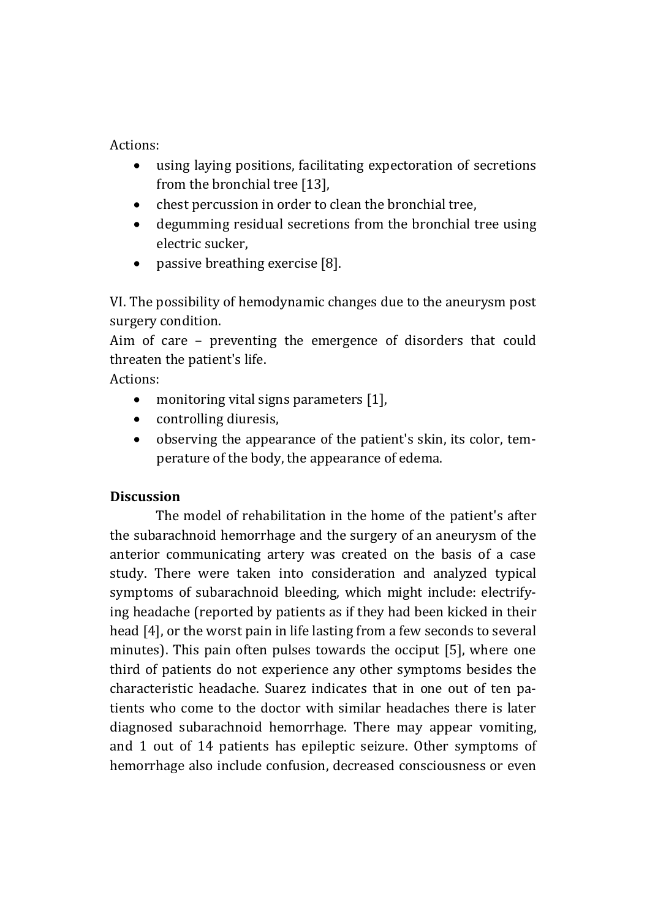Actions:

- using laying positions, facilitating expectoration of secretions from the bronchial tree [13],
- chest percussion in order to clean the bronchial tree,
- degumming residual secretions from the bronchial tree using electric sucker,
- passive breathing exercise [8].

VI. The possibility of hemodynamic changes due to the aneurysm post surgery condition.

Aim of care – preventing the emergence of disorders that could threaten the patient's life.

Actions:

- monitoring vital signs parameters [1],
- controlling diuresis,
- observing the appearance of the patient's skin, its color, temperature of the body, the appearance of edema.

**Discussion**

The model of rehabilitation in the home of the patient's after the subarachnoid hemorrhage and the surgery of an aneurysm of the anterior communicating artery was created on the basis of a case study. There were taken into consideration and analyzed typical symptoms of subarachnoid bleeding, which might include: electrifying headache (reported by patients as if they had been kicked in their head [4], or the worst pain in life lasting from a few seconds to several minutes). This pain often pulses towards the occiput [5], where one third of patients do not experience any other symptoms besides the characteristic headache. Suarez indicates that in one out of ten patients who come to the doctor with similar headaches there is later diagnosed subarachnoid hemorrhage. There may appear vomiting, and 1 out of 14 patients has epileptic seizure. Other symptoms of hemorrhage also include confusion, decreased consciousness or even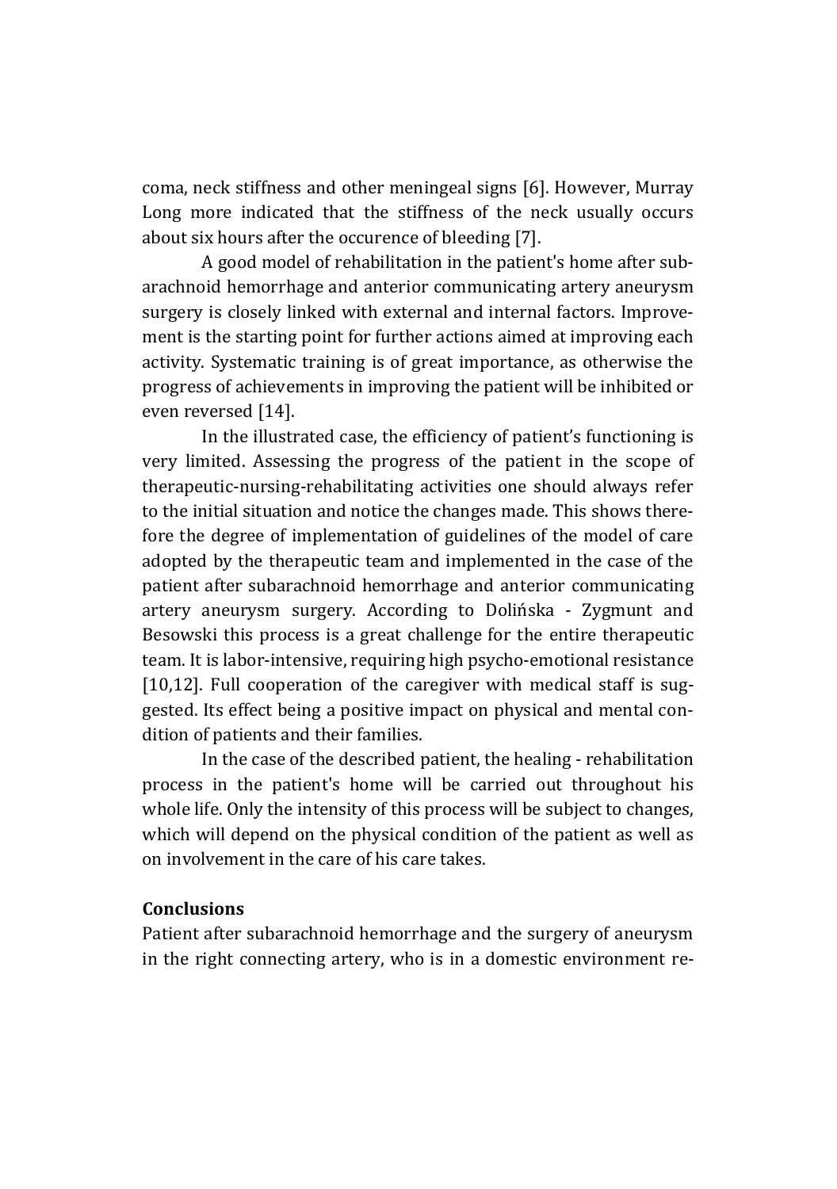coma, neck stiffness and other meningeal signs [6]. However, Murray Long more indicated that the stiffness of the neck usually occurs about six hours after the occurence of bleeding [7].

A good model of rehabilitation in the patient's home after subarachnoid hemorrhage and anterior communicating artery aneurysm surgery is closely linked with external and internal factors. Improvement is the starting point for further actions aimed at improving each activity. Systematic training is of great importance, as otherwise the progress of achievements in improving the patient will be inhibited or even reversed [14].

In the illustrated case, the efficiency of patient's functioning is very limited. Assessing the progress of the patient in the scope of therapeutic-nursing-rehabilitating activities one should always refer to the initial situation and notice the changes made. This shows therefore the degree of implementation of guidelines of the model of care adopted by the therapeutic team and implemented in the case of the patient after subarachnoid hemorrhage and anterior communicating artery aneurysm surgery. According to Dolińska - Zygmunt and Besowski this process is a great challenge for the entire therapeutic team. It is labor-intensive, requiring high psycho-emotional resistance [10,12]. Full cooperation of the caregiver with medical staff is suggested. Its effect being a positive impact on physical and mental condition of patients and their families.

In the case of the described patient, the healing - rehabilitation process in the patient's home will be carried out throughout his whole life. Only the intensity of this process will be subject to changes, which will depend on the physical condition of the patient as well as on involvement in the care of his care takes.

**Conclusions**

Patient after subarachnoid hemorrhage and the surgery of aneurysm in the right connecting artery, who is in a domestic environment re-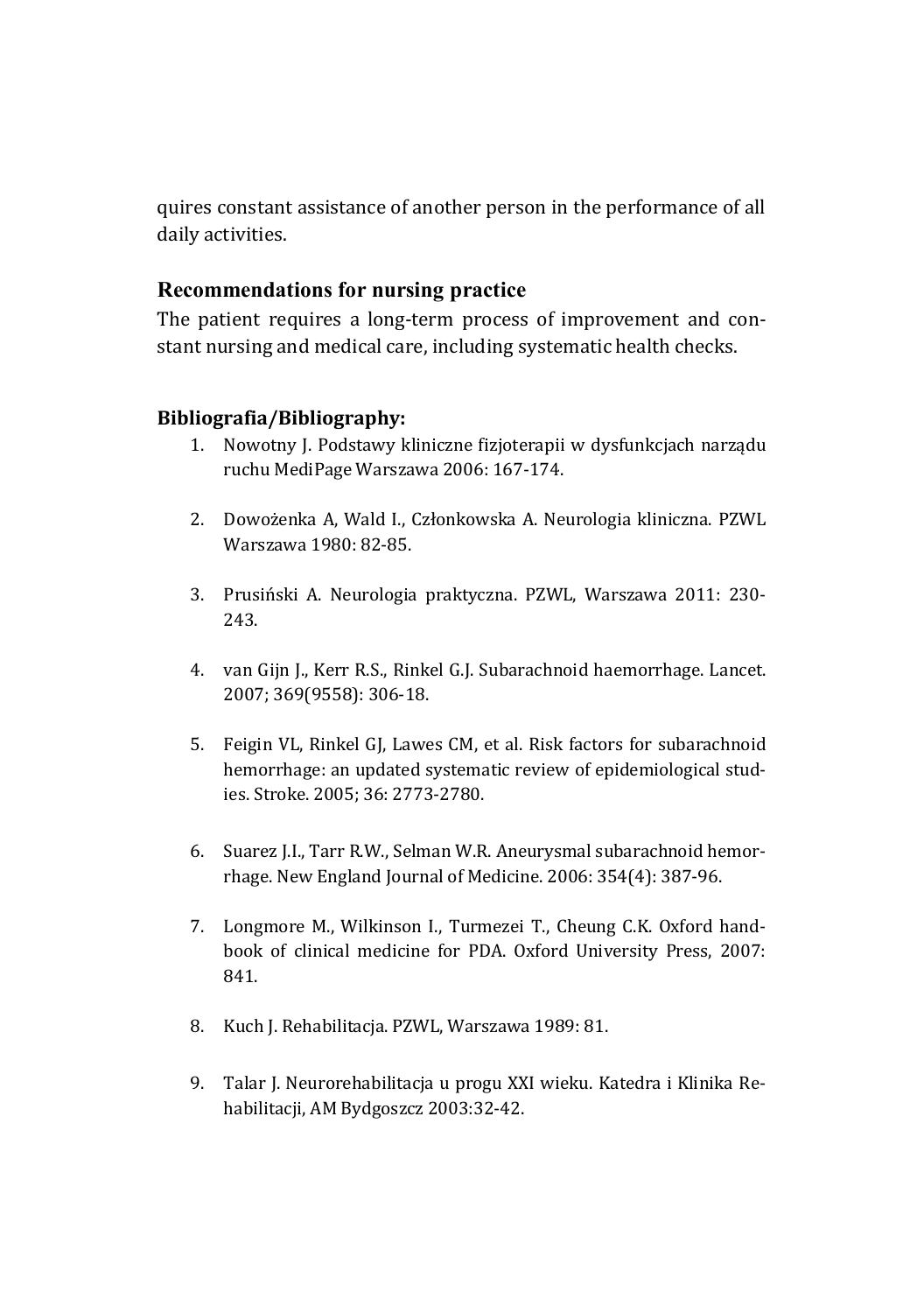quires constant assistance of another person in the performance of all daily activities.

## Recommendations for nursing practice

The patient requires a long-term process of improvement and constant nursing and medical care, including systematic health checks.

## Bibliografia/Bibliography:

1. Nowotny J. Podstawy kliniczne fizjoterapii w dysfunkcjach narządu ruchu MediPage Warszawa 2006: 167-174.
2. Dowożenka A, Wald I., Członkowska A. Neurologia kliniczna. PZWL Warszawa 1980: 82-85.
3. Prusiński A. Neurologia praktyczna. PZWL, Warszawa 2011: 230-243.
4. van Gijn J., Kerr R.S., Rinkel G.J. Subarachnoid haemorrhage. Lancet. 2007; 369(9558): 306-18.
5. Feigin VL, Rinkel GJ, Lawes CM, et al. Risk factors for subarachnoid hemorrhage: an updated systematic review of epidemiological studies. Stroke. 2005; 36: 2773-2780.
6. Suarez J.I., Tarr R.W., Selman W.R. Aneurysmal subarachnoid hemorrhage. New England Journal of Medicine. 2006: 354(4): 387-96.
7. Longmore M., Wilkinson I., Turmezei T., Cheung C.K. Oxford handbook of clinical medicine for PDA. Oxford University Press, 2007: 841.
8. Kuch J. Rehabilitacja. PZWL, Warszawa 1989: 81.
9. Talar J. Neurorehabilitacja u progu XXI wieku. Katedra i Klinika Rehabilitacji, AM Bydgoszcz 2003:32-42.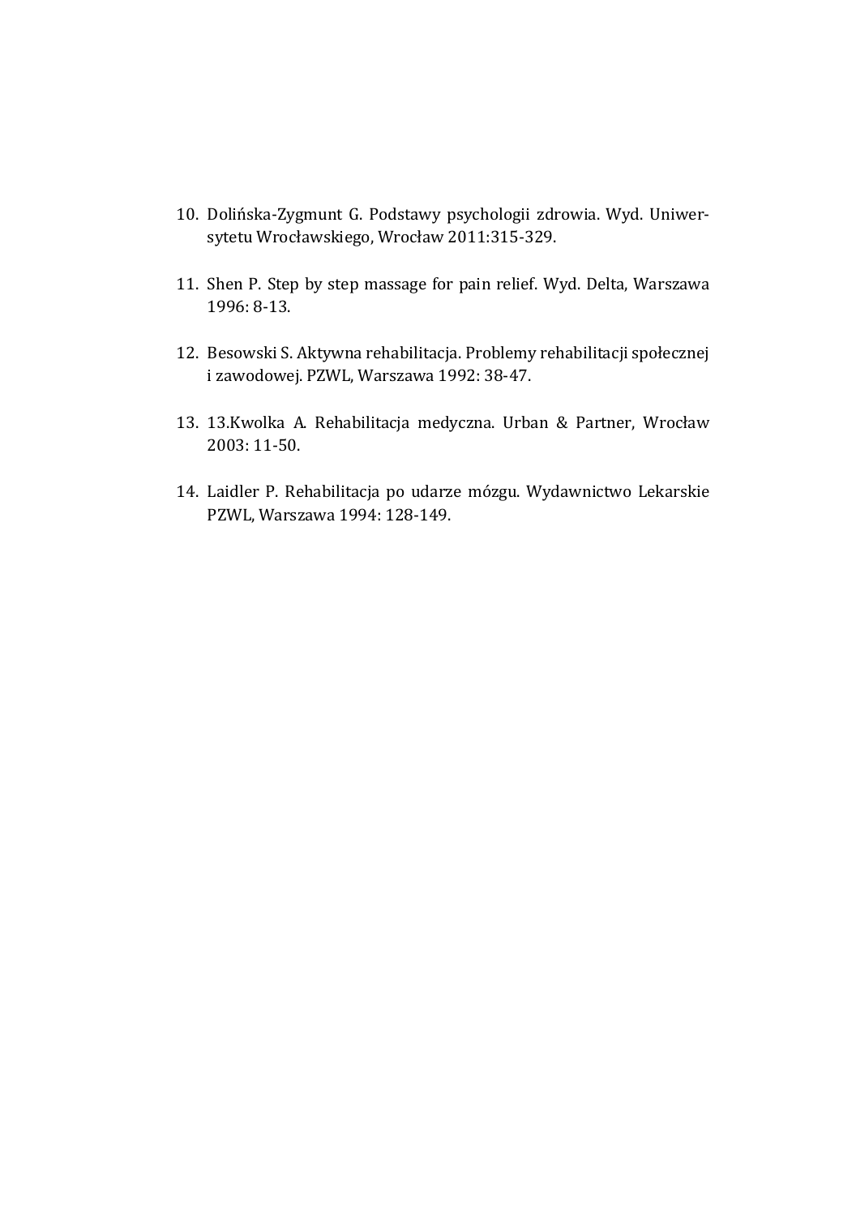10. Dolińska-Zygmunt G. Podstawy psychologii zdrowia. Wyd. Uniwersytetu Wrocławskiego, Wrocław 2011:315-329.

11. Shen P. Step by step massage for pain relief. Wyd. Delta, Warszawa 1996: 8-13.

12. Besowski S. Aktywna rehabilitacja. Problemy rehabilitacji społecznej i zawodowej. PZWL, Warszawa 1992: 38-47.

13. 13.Kwolka A. Rehabilitacja medyczna. Urban & Partner, Wrocław 2003: 11-50.

14. Laidler P. Rehabilitacja po udarze mózgu. Wydawnictwo Lekarskie PZWL, Warszawa 1994: 128-149.